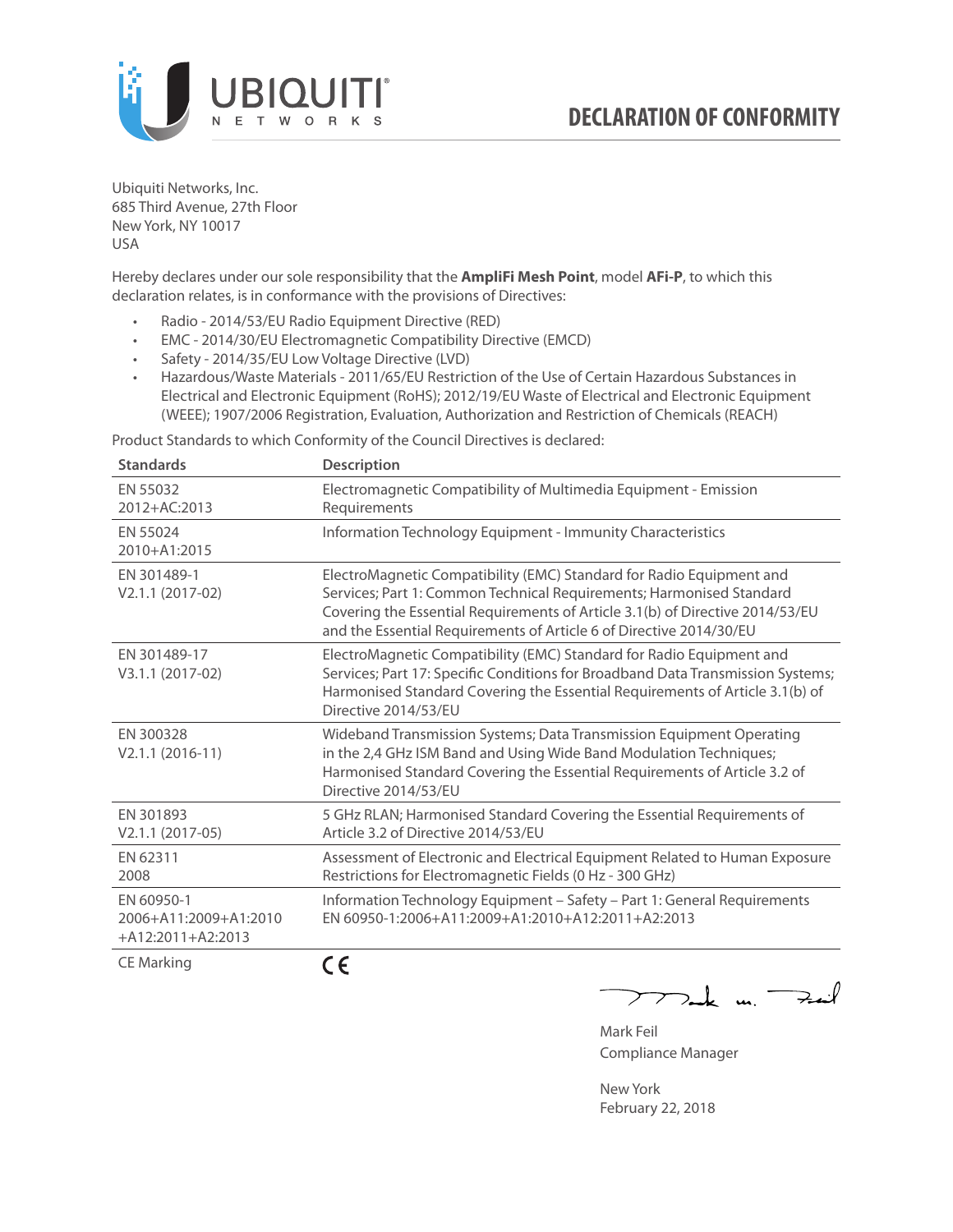# DECLARATION OF CONFORMITY

Ubiquiti Networks, Inc.
685 Third Avenue, 27th Floor
New York, NY 10017
USA

Hereby declares under our sole responsibility that the **AmpliFi Mesh Point**, model **AFi-P**, to which this declaration relates, is in conformance with the provisions of Directives:

- Radio - 2014/53/EU Radio Equipment Directive (RED)
- EMC - 2014/30/EU Electromagnetic Compatibility Directive (EMCD)
- Safety - 2014/35/EU Low Voltage Directive (LVD)
- Hazardous/Waste Materials - 2011/65/EU Restriction of the Use of Certain Hazardous Substances in Electrical and Electronic Equipment (RoHS); 2012/19/EU Waste of Electrical and Electronic Equipment (WEEE); 1907/2006 Registration, Evaluation, Authorization and Restriction of Chemicals (REACH)

Product Standards to which Conformity of the Council Directives is declared:

| Standards | Description |
|---|---|
| EN 55032 2012+AC:2013 | Electromagnetic Compatibility of Multimedia Equipment - Emission Requirements |
| EN 55024 2010+A1:2015 | Information Technology Equipment - Immunity Characteristics |
| EN 301489-1 V2.1.1 (2017-02) | ElectroMagnetic Compatibility (EMC) Standard for Radio Equipment and Services; Part 1: Common Technical Requirements; Harmonised Standard Covering the Essential Requirements of Article 3.1(b) of Directive 2014/53/EU and the Essential Requirements of Article 6 of Directive 2014/30/EU |
| EN 301489-17 V3.1.1 (2017-02) | ElectroMagnetic Compatibility (EMC) Standard for Radio Equipment and Services; Part 17: Specific Conditions for Broadband Data Transmission Systems; Harmonised Standard Covering the Essential Requirements of Article 3.1(b) of Directive 2014/53/EU |
| EN 300328 V2.1.1 (2016-11) | Wideband Transmission Systems; Data Transmission Equipment Operating in the 2,4 GHz ISM Band and Using Wide Band Modulation Techniques; Harmonised Standard Covering the Essential Requirements of Article 3.2 of Directive 2014/53/EU |
| EN 301893 V2.1.1 (2017-05) | 5 GHz RLAN; Harmonised Standard Covering the Essential Requirements of Article 3.2 of Directive 2014/53/EU |
| EN 62311 2008 | Assessment of Electronic and Electrical Equipment Related to Human Exposure Restrictions for Electromagnetic Fields (0 Hz - 300 GHz) |
| EN 60950-1 2006+A11:2009+A1:2010 +A12:2011+A2:2013 | Information Technology Equipment – Safety – Part 1: General Requirements EN 60950-1:2006+A11:2009+A1:2010+A12:2011+A2:2013 |
| CE Marking | CE |

Mark Feil
Compliance Manager

New York
February 22, 2018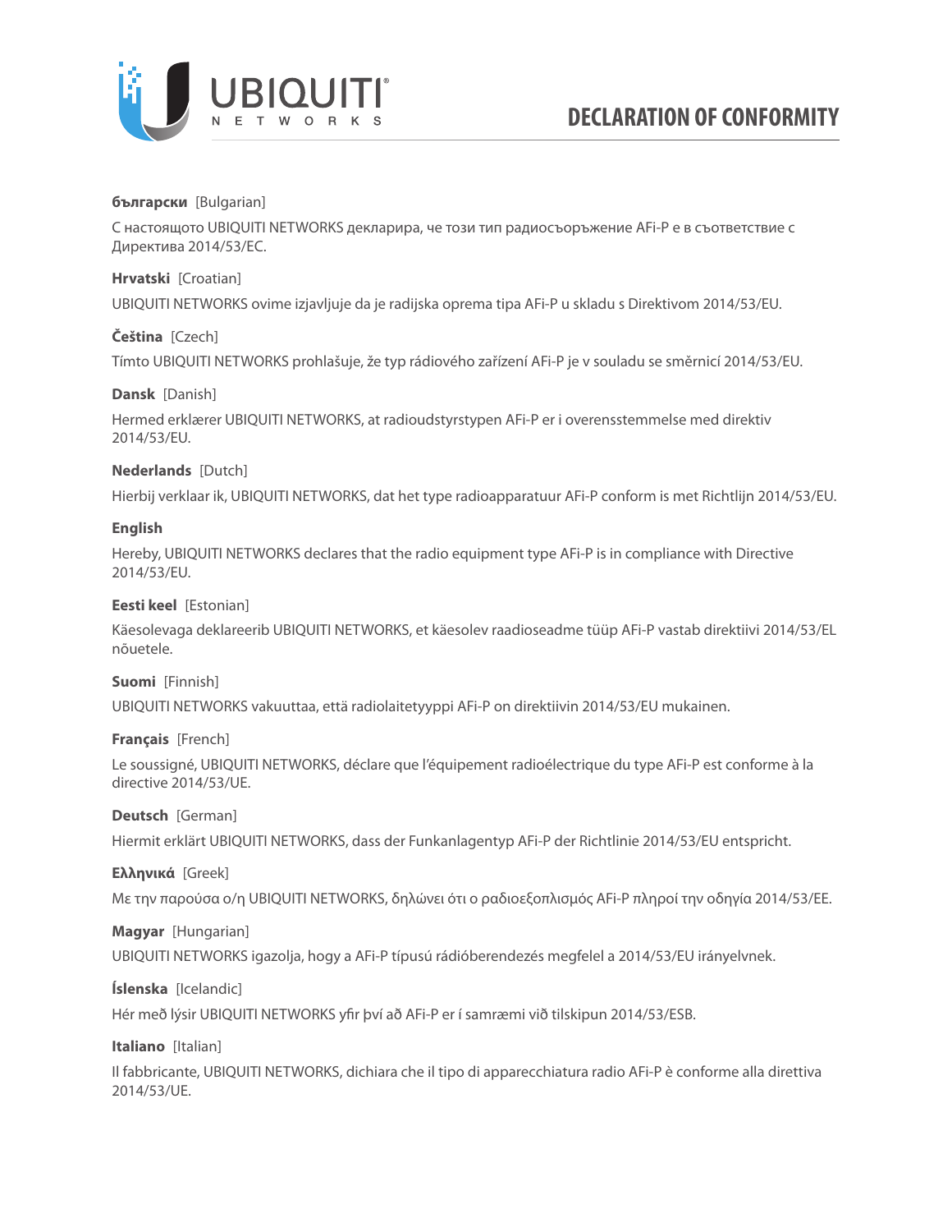# DECLARATION OF CONFORMITY

**български** [Bulgarian]

С настоящото UBIQUITI NETWORKS декларира, че този тип радиосъоръжение AFi-P е в съответствие с Директива 2014/53/ЕС.

**Hrvatski** [Croatian]

UBIQUITI NETWORKS ovime izjavljuje da je radijska oprema tipa AFi-P u skladu s Direktivom 2014/53/EU.

**Čeština** [Czech]

Tímto UBIQUITI NETWORKS prohlašuje, že typ rádiového zařízení AFi-P je v souladu se směrnicí 2014/53/EU.

**Dansk** [Danish]

Hermed erklærer UBIQUITI NETWORKS, at radioudstyrstypen AFi-P er i overensstemmelse med direktiv 2014/53/EU.

**Nederlands** [Dutch]

Hierbij verklaar ik, UBIQUITI NETWORKS, dat het type radioapparatuur AFi-P conform is met Richtlijn 2014/53/EU.

**English**

Hereby, UBIQUITI NETWORKS declares that the radio equipment type AFi-P is in compliance with Directive 2014/53/EU.

**Eesti keel** [Estonian]

Käesolevaga deklareerib UBIQUITI NETWORKS, et käesolev raadioseadme tüüp AFi-P vastab direktiivi 2014/53/EL nõuetele.

**Suomi** [Finnish]

UBIQUITI NETWORKS vakuuttaa, että radiolaitetyyppi AFi-P on direktiivin 2014/53/EU mukainen.

**Français** [French]

Le soussigné, UBIQUITI NETWORKS, déclare que l'équipement radioélectrique du type AFi-P est conforme à la directive 2014/53/UE.

**Deutsch** [German]

Hiermit erklärt UBIQUITI NETWORKS, dass der Funkanlagentyp AFi-P der Richtlinie 2014/53/EU entspricht.

**Ελληνικά** [Greek]

Με την παρούσα ο/η UBIQUITI NETWORKS, δηλώνει ότι ο ραδιοεξοπλισμός AFi-P πληροί την οδηγία 2014/53/ΕΕ.

**Magyar** [Hungarian]

UBIQUITI NETWORKS igazolja, hogy a AFi-P típusú rádióberendezés megfelel a 2014/53/EU irányelvnek.

**Íslenska** [Icelandic]

Hér með lýsir UBIQUITI NETWORKS yfir því að AFi-P er í samræmi við tilskipun 2014/53/ESB.

**Italiano** [Italian]

Il fabbricante, UBIQUITI NETWORKS, dichiara che il tipo di apparecchiatura radio AFi-P è conforme alla direttiva 2014/53/UE.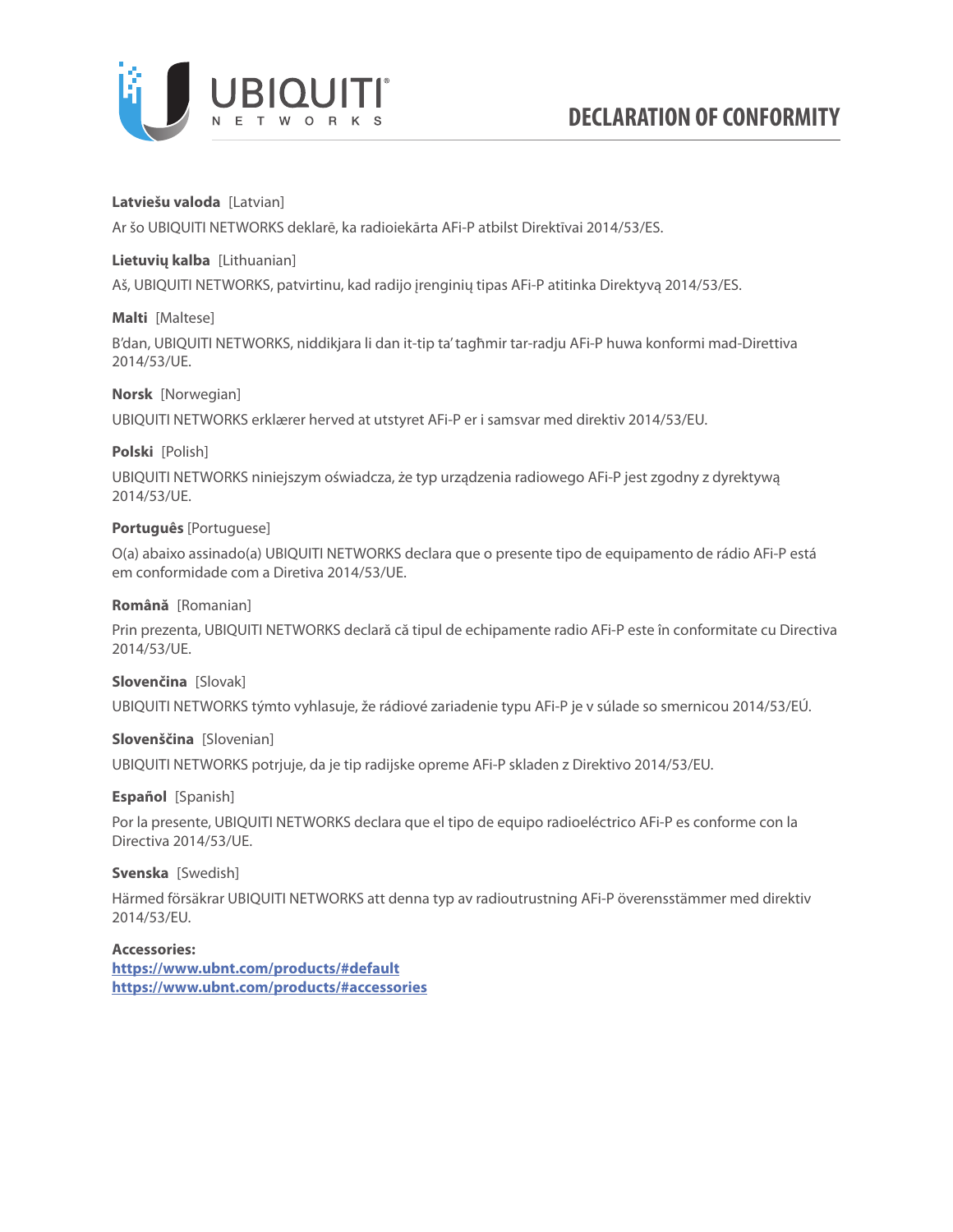**Latviešu valoda** [Latvian]

Ar šo UBIQUITI NETWORKS deklarē, ka radioiekārta AFi-P atbilst Direktīvai 2014/53/ES.

**Lietuvių kalba** [Lithuanian]

Aš, UBIQUITI NETWORKS, patvirtinu, kad radijo įrenginių tipas AFi-P atitinka Direktyvą 2014/53/ES.

**Malti** [Maltese]

B'dan, UBIQUITI NETWORKS, niddikjara li dan it-tip ta' tagħmir tar-radju AFi-P huwa konformi mad-Direttiva 2014/53/UE.

**Norsk** [Norwegian]

UBIQUITI NETWORKS erklærer herved at utstyret AFi-P er i samsvar med direktiv 2014/53/EU.

**Polski** [Polish]

UBIQUITI NETWORKS niniejszym oświadcza, że typ urządzenia radiowego AFi-P jest zgodny z dyrektywą 2014/53/UE.

**Português** [Portuguese]

O(a) abaixo assinado(a) UBIQUITI NETWORKS declara que o presente tipo de equipamento de rádio AFi-P está em conformidade com a Diretiva 2014/53/UE.

**Română** [Romanian]

Prin prezenta, UBIQUITI NETWORKS declară că tipul de echipamente radio AFi-P este în conformitate cu Directiva 2014/53/UE.

**Slovenčina** [Slovak]

UBIQUITI NETWORKS týmto vyhlasuje, že rádiové zariadenie typu AFi-P je v súlade so smernicou 2014/53/EÚ.

**Slovenščina** [Slovenian]

UBIQUITI NETWORKS potrjuje, da je tip radijske opreme AFi-P skladen z Direktivo 2014/53/EU.

**Español** [Spanish]

Por la presente, UBIQUITI NETWORKS declara que el tipo de equipo radioeléctrico AFi-P es conforme con la Directiva 2014/53/UE.

**Svenska** [Swedish]

Härmed försäkrar UBIQUITI NETWORKS att denna typ av radioutrustning AFi-P överensstämmer med direktiv 2014/53/EU.

**Accessories:**
**https://www.ubnt.com/products/#default**
**https://www.ubnt.com/products/#accessories**